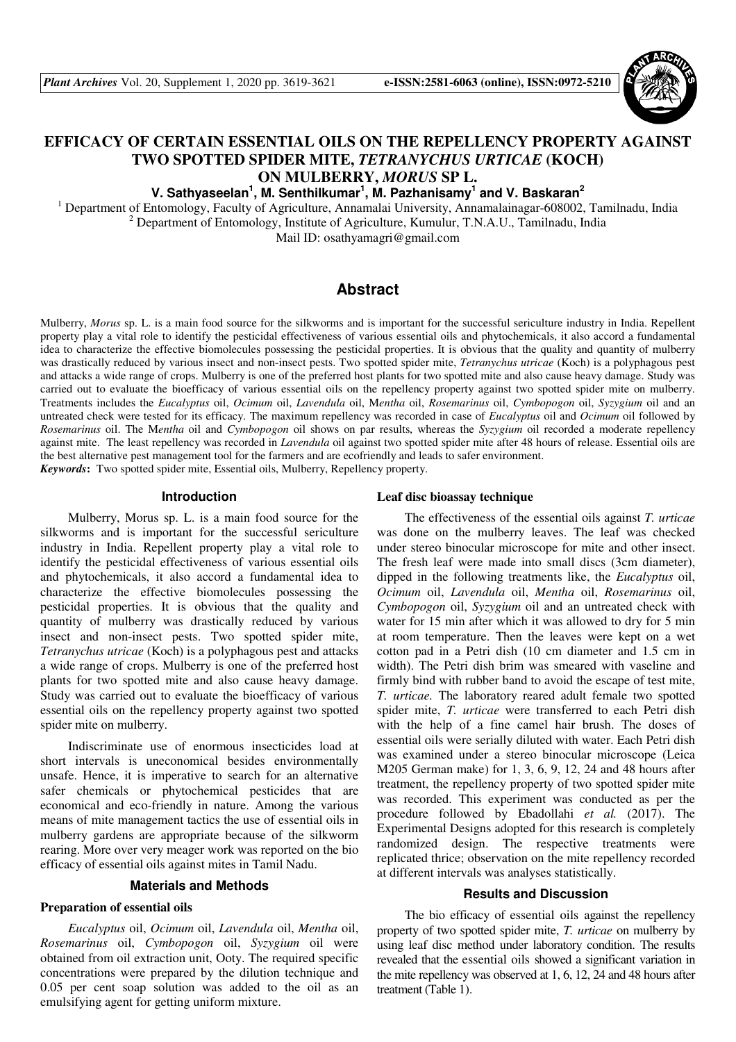# EFFICACY OF CERTAIN ESSENTIAL OILS ON THE REPELLENCY PROPERTY AGAINST TWO SPOTTED SPIDER MITE, *TETRANYCHUS URTICAE* (KOCH) ON MULBERRY, *MORUS* SP L.

**V. Sathyaseelan[1], M. Senthilkumar[1], M. Pazhanisamy[1] and V. Baskaran[2]**

[1] Department of Entomology, Faculty of Agriculture, Annamalai University, Annamalainagar-608002, Tamilnadu, India
[2] Department of Entomology, Institute of Agriculture, Kumulur, T.N.A.U., Tamilnadu, India
Mail ID: osathyamagri@gmail.com

## Abstract

Mulberry, *Morus* sp. L. is a main food source for the silkworms and is important for the successful sericulture industry in India. Repellent property play a vital role to identify the pesticidal effectiveness of various essential oils and phytochemicals, it also accord a fundamental idea to characterize the effective biomolecules possessing the pesticidal properties. It is obvious that the quality and quantity of mulberry was drastically reduced by various insect and non-insect pests. Two spotted spider mite, *Tetranychus utricae* (Koch) is a polyphagous pest and attacks a wide range of crops. Mulberry is one of the preferred host plants for two spotted mite and also cause heavy damage. Study was carried out to evaluate the bioefficacy of various essential oils on the repellency property against two spotted spider mite on mulberry. Treatments includes the *Eucalyptus* oil, *Ocimum* oil, *Lavendula* oil, M*entha* oil, *Rosemarinus* oil, *Cymbopogon* oil, *Syzygium* oil and an untreated check were tested for its efficacy. The maximum repellency was recorded in case of *Eucalyptus* oil and *Ocimum* oil followed by *Rosemarinus* oil. The M*entha* oil and *Cymbopogon* oil shows on par results, whereas the *Syzygium* oil recorded a moderate repellency against mite. The least repellency was recorded in *Lavendula* oil against two spotted spider mite after 48 hours of release. Essential oils are the best alternative pest management tool for the farmers and are ecofriendly and leads to safer environment.

***Keywords*:** Two spotted spider mite, Essential oils, Mulberry, Repellency property.

## Introduction

Mulberry, Morus sp. L. is a main food source for the silkworms and is important for the successful sericulture industry in India. Repellent property play a vital role to identify the pesticidal effectiveness of various essential oils and phytochemicals, it also accord a fundamental idea to characterize the effective biomolecules possessing the pesticidal properties. It is obvious that the quality and quantity of mulberry was drastically reduced by various insect and non-insect pests. Two spotted spider mite, *Tetranychus utricae* (Koch) is a polyphagous pest and attacks a wide range of crops. Mulberry is one of the preferred host plants for two spotted mite and also cause heavy damage. Study was carried out to evaluate the bioefficacy of various essential oils on the repellency property against two spotted spider mite on mulberry.

Indiscriminate use of enormous insecticides load at short intervals is uneconomical besides environmentally unsafe. Hence, it is imperative to search for an alternative safer chemicals or phytochemical pesticides that are economical and eco-friendly in nature. Among the various means of mite management tactics the use of essential oils in mulberry gardens are appropriate because of the silkworm rearing. More over very meager work was reported on the bio efficacy of essential oils against mites in Tamil Nadu.

## Materials and Methods

### Preparation of essential oils

*Eucalyptus* oil, *Ocimum* oil, *Lavendula* oil, *Mentha* oil, *Rosemarinus* oil, *Cymbopogon* oil, *Syzygium* oil were obtained from oil extraction unit, Ooty. The required specific concentrations were prepared by the dilution technique and 0.05 per cent soap solution was added to the oil as an emulsifying agent for getting uniform mixture.

### Leaf disc bioassay technique

The effectiveness of the essential oils against *T. urticae* was done on the mulberry leaves. The leaf was checked under stereo binocular microscope for mite and other insect. The fresh leaf were made into small discs (3cm diameter), dipped in the following treatments like, the *Eucalyptus* oil, *Ocimum* oil, *Lavendula* oil, *Mentha* oil, *Rosemarinus* oil, *Cymbopogon* oil, *Syzygium* oil and an untreated check with water for 15 min after which it was allowed to dry for 5 min at room temperature. Then the leaves were kept on a wet cotton pad in a Petri dish (10 cm diameter and 1.5 cm in width). The Petri dish brim was smeared with vaseline and firmly bind with rubber band to avoid the escape of test mite, *T. urticae.* The laboratory reared adult female two spotted spider mite, *T. urticae* were transferred to each Petri dish with the help of a fine camel hair brush. The doses of essential oils were serially diluted with water. Each Petri dish was examined under a stereo binocular microscope (Leica M205 German make) for 1, 3, 6, 9, 12, 24 and 48 hours after treatment, the repellency property of two spotted spider mite was recorded. This experiment was conducted as per the procedure followed by Ebadollahi *et al.* (2017). The Experimental Designs adopted for this research is completely randomized design. The respective treatments were replicated thrice; observation on the mite repellency recorded at different intervals was analyses statistically.

## Results and Discussion

The bio efficacy of essential oils against the repellency property of two spotted spider mite, *T. urticae* on mulberry by using leaf disc method under laboratory condition. The results revealed that the essential oils showed a significant variation in the mite repellency was observed at 1, 6, 12, 24 and 48 hours after treatment (Table 1).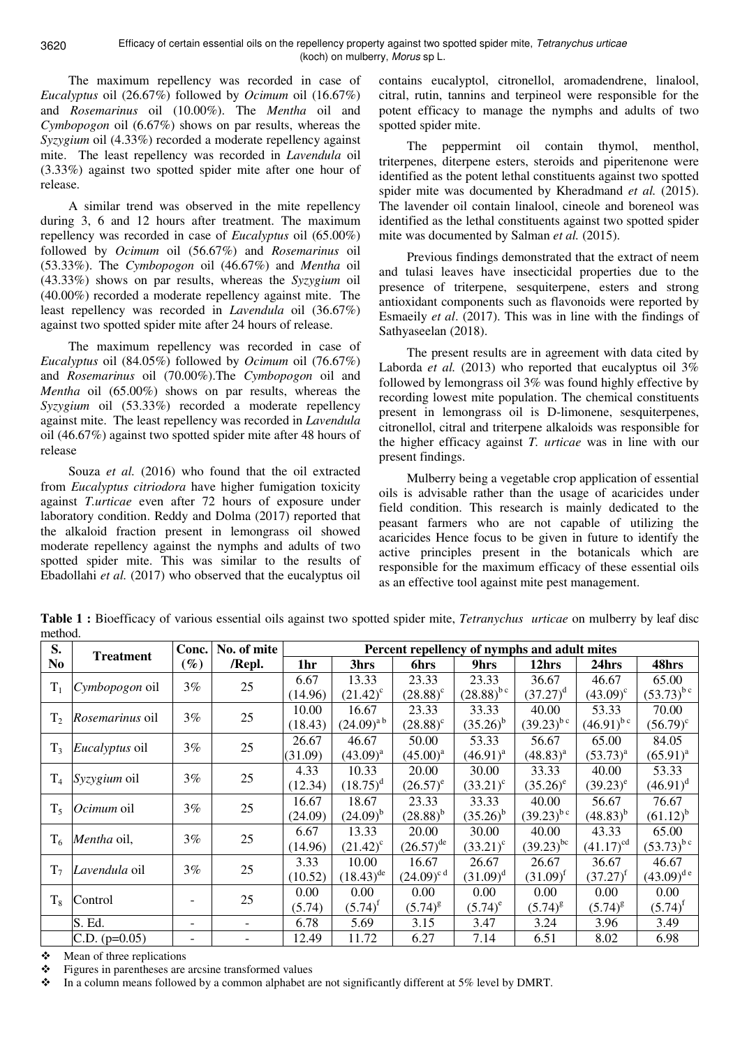The maximum repellency was recorded in case of *Eucalyptus* oil (26.67%) followed by *Ocimum* oil (16.67%) and *Rosemarinus* oil (10.00%). The *Mentha* oil and *Cymbopogon* oil (6.67%) shows on par results, whereas the *Syzygium* oil (4.33%) recorded a moderate repellency against mite. The least repellency was recorded in *Lavendula* oil (3.33%) against two spotted spider mite after one hour of release.

A similar trend was observed in the mite repellency during 3, 6 and 12 hours after treatment. The maximum repellency was recorded in case of *Eucalyptus* oil (65.00%) followed by *Ocimum* oil (56.67%) and *Rosemarinus* oil (53.33%). The *Cymbopogon* oil (46.67%) and *Mentha* oil (43.33%) shows on par results, whereas the *Syzygium* oil (40.00%) recorded a moderate repellency against mite. The least repellency was recorded in *Lavendula* oil (36.67%) against two spotted spider mite after 24 hours of release.

The maximum repellency was recorded in case of *Eucalyptus* oil (84.05%) followed by *Ocimum* oil (76.67%) and *Rosemarinus* oil (70.00%).The *Cymbopogon* oil and *Mentha* oil (65.00%) shows on par results, whereas the *Syzygium* oil (53.33%) recorded a moderate repellency against mite. The least repellency was recorded in *Lavendula* oil (46.67%) against two spotted spider mite after 48 hours of release

Souza *et al.* (2016) who found that the oil extracted from *Eucalyptus citriodora* have higher fumigation toxicity against *T.urticae* even after 72 hours of exposure under laboratory condition. Reddy and Dolma (2017) reported that the alkaloid fraction present in lemongrass oil showed moderate repellency against the nymphs and adults of two spotted spider mite. This was similar to the results of Ebadollahi *et al.* (2017) who observed that the eucalyptus oil contains eucalyptol, citronellol, aromadendrene, linalool, citral, rutin, tannins and terpineol were responsible for the potent efficacy to manage the nymphs and adults of two spotted spider mite.

The peppermint oil contain thymol, menthol, triterpenes, diterpene esters, steroids and piperitenone were identified as the potent lethal constituents against two spotted spider mite was documented by Kheradmand *et al.* (2015). The lavender oil contain linalool, cineole and boreneol was identified as the lethal constituents against two spotted spider mite was documented by Salman *et al.* (2015).

Previous findings demonstrated that the extract of neem and tulasi leaves have insecticidal properties due to the presence of triterpene, sesquiterpene, esters and strong antioxidant components such as flavonoids were reported by Esmaeily *et al*. (2017). This was in line with the findings of Sathyaseelan (2018).

The present results are in agreement with data cited by Laborda *et al.* (2013) who reported that eucalyptus oil 3% followed by lemongrass oil 3% was found highly effective by recording lowest mite population. The chemical constituents present in lemongrass oil is D-limonene, sesquiterpenes, citronellol, citral and triterpene alkaloids was responsible for the higher efficacy against *T. urticae* was in line with our present findings.

Mulberry being a vegetable crop application of essential oils is advisable rather than the usage of acaricides under field condition. This research is mainly dedicated to the peasant farmers who are not capable of utilizing the acaricides Hence focus to be given in future to identify the active principles present in the botanicals which are responsible for the maximum efficacy of these essential oils as an effective tool against mite pest management.

**Table 1 :** Bioefficacy of various essential oils against two spotted spider mite, *Tetranychus urticae* on mulberry by leaf disc method.

| S. No | Treatment | Conc. (%) | No. of mite /Repl. | Percent repellency of nymphs and adult mites | | | | | | |
|---|---|---|---|---|---|---|---|---|---|---|
| | | | | 1hr | 3hrs | 6hrs | 9hrs | 12hrs | 24hrs | 48hrs |
| $T_1$ | *Cymbopogon* oil | 3% | 25 | 6.67 (14.96) | 13.33 $(21.42)^{c}$ | 23.33 $(28.88)^{c}$ | 23.33 $(28.88)^{bc}$ | 36.67 $(37.27)^{d}$ | 46.67 $(43.09)^{c}$ | 65.00 $(53.73)^{bc}$ |
| $T_2$ | *Rosemarinus* oil | 3% | 25 | 10.00 (18.43) | 16.67 $(24.09)^{ab}$ | 23.33 $(28.88)^{c}$ | 33.33 $(35.26)^{b}$ | 40.00 $(39.23)^{bc}$ | 53.33 $(46.91)^{bc}$ | 70.00 $(56.79)^{c}$ |
| $T_3$ | *Eucalyptus* oil | 3% | 25 | 26.67 (31.09) | 46.67 $(43.09)^{a}$ | 50.00 $(45.00)^{a}$ | 53.33 $(46.91)^{a}$ | 56.67 $(48.83)^{a}$ | 65.00 $(53.73)^{a}$ | 84.05 $(65.91)^{a}$ |
| $T_4$ | *Syzygium* oil | 3% | 25 | 4.33 (12.34) | 10.33 $(18.75)^{d}$ | 20.00 $(26.57)^{e}$ | 30.00 $(33.21)^{c}$ | 33.33 $(35.26)^{e}$ | 40.00 $(39.23)^{e}$ | 53.33 $(46.91)^{d}$ |
| $T_5$ | *Ocimum* oil | 3% | 25 | 16.67 (24.09) | 18.67 $(24.09)^{b}$ | 23.33 $(28.88)^{b}$ | 33.33 $(35.26)^{b}$ | 40.00 $(39.23)^{bc}$ | 56.67 $(48.83)^{b}$ | 76.67 $(61.12)^{b}$ |
| $T_6$ | *Mentha* oil, | 3% | 25 | 6.67 (14.96) | 13.33 $(21.42)^{c}$ | 20.00 $(26.57)^{de}$ | 30.00 $(33.21)^{c}$ | 40.00 $(39.23)^{bc}$ | 43.33 $(41.17)^{cd}$ | 65.00 $(53.73)^{bc}$ |
| $T_7$ | *Lavendula* oil | 3% | 25 | 3.33 (10.52) | 10.00 $(18.43)^{de}$ | 16.67 $(24.09)^{cd}$ | 26.67 $(31.09)^{d}$ | 26.67 $(31.09)^{f}$ | 36.67 $(37.27)^{f}$ | 46.67 $(43.09)^{de}$ |
| $T_8$ | Control | - | 25 | 0.00 (5.74) | 0.00 $(5.74)^{f}$ | 0.00 $(5.74)^{g}$ | 0.00 $(5.74)^{e}$ | 0.00 $(5.74)^{g}$ | 0.00 $(5.74)^{g}$ | 0.00 $(5.74)^{f}$ |
| | S. Ed. | - | - | 6.78 | 5.69 | 3.15 | 3.47 | 3.24 | 3.96 | 3.49 |
| | C.D. (p=0.05) | - | - | 12.49 | 11.72 | 6.27 | 7.14 | 6.51 | 8.02 | 6.98 |

- Mean of three replications
- Figures in parentheses are arcsine transformed values
- In a column means followed by a common alphabet are not significantly different at 5% level by DMRT.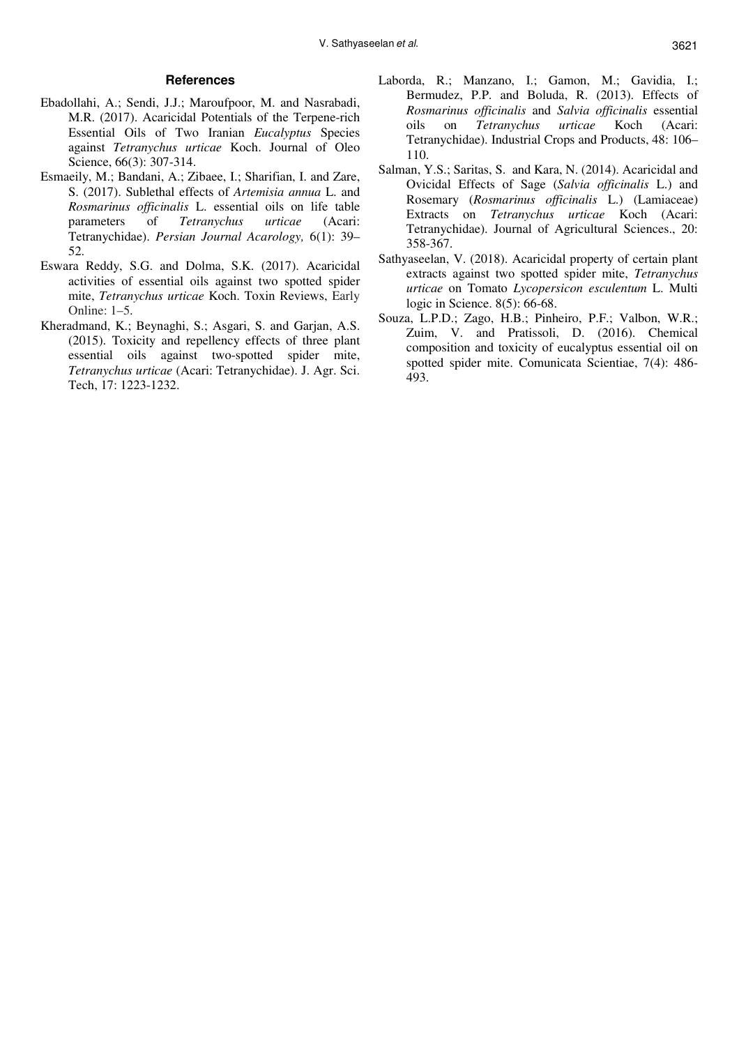## References

Ebadollahi, A.; Sendi, J.J.; Maroufpoor, M. and Nasrabadi, M.R. (2017). Acaricidal Potentials of the Terpene-rich Essential Oils of Two Iranian *Eucalyptus* Species against *Tetranychus urticae* Koch. Journal of Oleo Science, 66(3): 307-314.

Esmaeily, M.; Bandani, A.; Zibaee, I.; Sharifian, I. and Zare, S. (2017). Sublethal effects of *Artemisia annua* L. and *Rosmarinus officinalis* L. essential oils on life table parameters of *Tetranychus urticae* (Acari: Tetranychidae). *Persian Journal Acarology,* 6(1): 39–52.

Eswara Reddy, S.G. and Dolma, S.K. (2017). Acaricidal activities of essential oils against two spotted spider mite, *Tetranychus urticae* Koch. Toxin Reviews, Early Online: 1–5.

Kheradmand, K.; Beynaghi, S.; Asgari, S. and Garjan, A.S. (2015). Toxicity and repellency effects of three plant essential oils against two-spotted spider mite, *Tetranychus urticae* (Acari: Tetranychidae). J. Agr. Sci. Tech, 17: 1223-1232.

Laborda, R.; Manzano, I.; Gamon, M.; Gavidia, I.; Bermudez, P.P. and Boluda, R. (2013). Effects of *Rosmarinus officinalis* and *Salvia officinalis* essential oils on *Tetranychus urticae* Koch (Acari: Tetranychidae). Industrial Crops and Products, 48: 106–110.

Salman, Y.S.; Saritas, S. and Kara, N. (2014). Acaricidal and Ovicidal Effects of Sage (*Salvia officinalis* L.) and Rosemary (*Rosmarinus officinalis* L.) (Lamiaceae) Extracts on *Tetranychus urticae* Koch (Acari: Tetranychidae). Journal of Agricultural Sciences., 20: 358-367.

Sathyaseelan, V. (2018). Acaricidal property of certain plant extracts against two spotted spider mite, *Tetranychus urticae* on Tomato *Lycopersicon esculentum* L. Multi logic in Science. 8(5): 66-68.

Souza, L.P.D.; Zago, H.B.; Pinheiro, P.F.; Valbon, W.R.; Zuim, V. and Pratissoli, D. (2016). Chemical composition and toxicity of eucalyptus essential oil on spotted spider mite. Comunicata Scientiae, 7(4): 486-493.